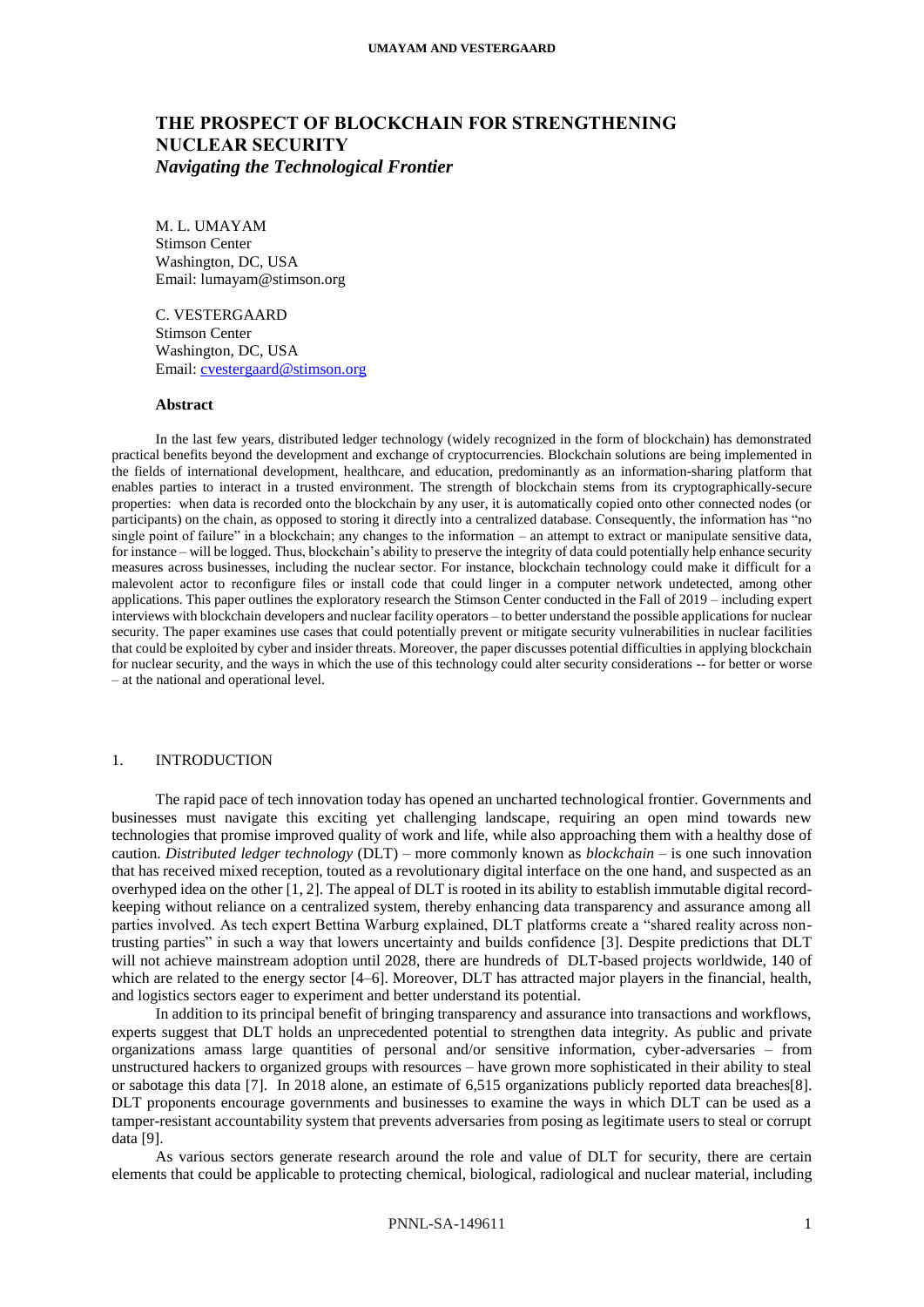# THE PROSPECT OF BLOCKCHAIN FOR STRENGTHENING NUCLEAR SECURITY
## *Navigating the Technological Frontier*

M. L. UMAYAM
Stimson Center
Washington, DC, USA
Email: lumayam@stimson.org

C. VESTERGAARD
Stimson Center
Washington, DC, USA
Email: cvestergaard@stimson.org

**Abstract**

In the last few years, distributed ledger technology (widely recognized in the form of blockchain) has demonstrated practical benefits beyond the development and exchange of cryptocurrencies. Blockchain solutions are being implemented in the fields of international development, healthcare, and education, predominantly as an information-sharing platform that enables parties to interact in a trusted environment. The strength of blockchain stems from its cryptographically-secure properties: when data is recorded onto the blockchain by any user, it is automatically copied onto other connected nodes (or participants) on the chain, as opposed to storing it directly into a centralized database. Consequently, the information has "no single point of failure" in a blockchain; any changes to the information – an attempt to extract or manipulate sensitive data, for instance – will be logged. Thus, blockchain's ability to preserve the integrity of data could potentially help enhance security measures across businesses, including the nuclear sector. For instance, blockchain technology could make it difficult for a malevolent actor to reconfigure files or install code that could linger in a computer network undetected, among other applications. This paper outlines the exploratory research the Stimson Center conducted in the Fall of 2019 – including expert interviews with blockchain developers and nuclear facility operators – to better understand the possible applications for nuclear security. The paper examines use cases that could potentially prevent or mitigate security vulnerabilities in nuclear facilities that could be exploited by cyber and insider threats. Moreover, the paper discusses potential difficulties in applying blockchain for nuclear security, and the ways in which the use of this technology could alter security considerations -- for better or worse – at the national and operational level.

## 1. INTRODUCTION

The rapid pace of tech innovation today has opened an uncharted technological frontier. Governments and businesses must navigate this exciting yet challenging landscape, requiring an open mind towards new technologies that promise improved quality of work and life, while also approaching them with a healthy dose of caution. *Distributed ledger technology* (DLT) – more commonly known as *blockchain* – is one such innovation that has received mixed reception, touted as a revolutionary digital interface on the one hand, and suspected as an overhyped idea on the other [1, 2]. The appeal of DLT is rooted in its ability to establish immutable digital record-keeping without reliance on a centralized system, thereby enhancing data transparency and assurance among all parties involved. As tech expert Bettina Warburg explained, DLT platforms create a "shared reality across non-trusting parties" in such a way that lowers uncertainty and builds confidence [3]. Despite predictions that DLT will not achieve mainstream adoption until 2028, there are hundreds of DLT-based projects worldwide, 140 of which are related to the energy sector [4–6]. Moreover, DLT has attracted major players in the financial, health, and logistics sectors eager to experiment and better understand its potential.

In addition to its principal benefit of bringing transparency and assurance into transactions and workflows, experts suggest that DLT holds an unprecedented potential to strengthen data integrity. As public and private organizations amass large quantities of personal and/or sensitive information, cyber-adversaries – from unstructured hackers to organized groups with resources – have grown more sophisticated in their ability to steal or sabotage this data [7]. In 2018 alone, an estimate of 6,515 organizations publicly reported data breaches[8]. DLT proponents encourage governments and businesses to examine the ways in which DLT can be used as a tamper-resistant accountability system that prevents adversaries from posing as legitimate users to steal or corrupt data [9].

As various sectors generate research around the role and value of DLT for security, there are certain elements that could be applicable to protecting chemical, biological, radiological and nuclear material, including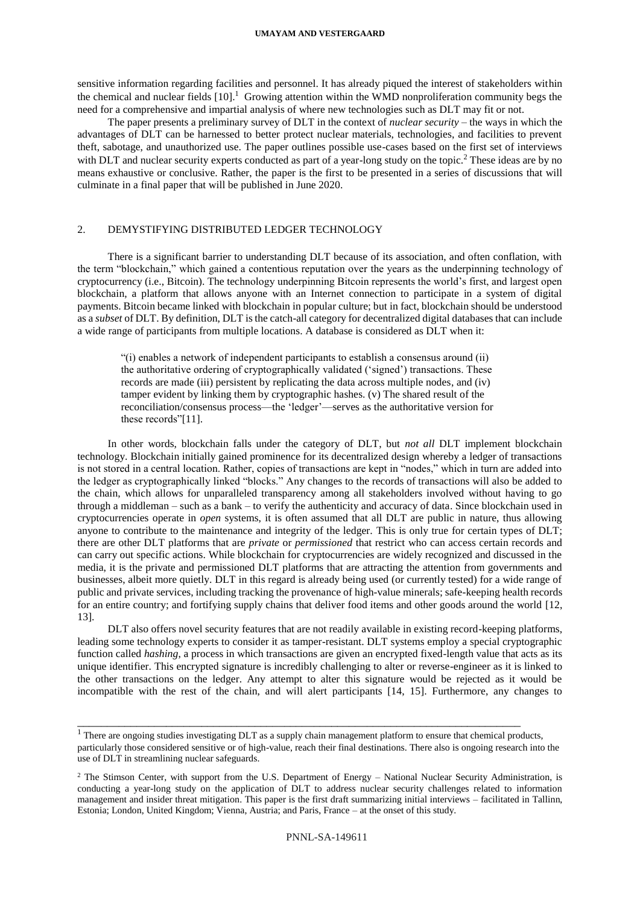sensitive information regarding facilities and personnel. It has already piqued the interest of stakeholders within the chemical and nuclear fields [10].[1] Growing attention within the WMD nonproliferation community begs the need for a comprehensive and impartial analysis of where new technologies such as DLT may fit or not.

The paper presents a preliminary survey of DLT in the context of *nuclear security* – the ways in which the advantages of DLT can be harnessed to better protect nuclear materials, technologies, and facilities to prevent theft, sabotage, and unauthorized use. The paper outlines possible use-cases based on the first set of interviews with DLT and nuclear security experts conducted as part of a year-long study on the topic.[2] These ideas are by no means exhaustive or conclusive. Rather, the paper is the first to be presented in a series of discussions that will culminate in a final paper that will be published in June 2020.

## 2. DEMYSTIFYING DISTRIBUTED LEDGER TECHNOLOGY

There is a significant barrier to understanding DLT because of its association, and often conflation, with the term "blockchain," which gained a contentious reputation over the years as the underpinning technology of cryptocurrency (i.e., Bitcoin). The technology underpinning Bitcoin represents the world's first, and largest open blockchain, a platform that allows anyone with an Internet connection to participate in a system of digital payments. Bitcoin became linked with blockchain in popular culture; but in fact, blockchain should be understood as a *subset* of DLT. By definition, DLT is the catch-all category for decentralized digital databases that can include a wide range of participants from multiple locations. A database is considered as DLT when it:

> "(i) enables a network of independent participants to establish a consensus around (ii) the authoritative ordering of cryptographically validated ('signed') transactions. These records are made (iii) persistent by replicating the data across multiple nodes, and (iv) tamper evident by linking them by cryptographic hashes. (v) The shared result of the reconciliation/consensus process—the 'ledger'—serves as the authoritative version for these records"[11].

In other words, blockchain falls under the category of DLT, but *not all* DLT implement blockchain technology. Blockchain initially gained prominence for its decentralized design whereby a ledger of transactions is not stored in a central location. Rather, copies of transactions are kept in "nodes," which in turn are added into the ledger as cryptographically linked "blocks." Any changes to the records of transactions will also be added to the chain, which allows for unparalleled transparency among all stakeholders involved without having to go through a middleman – such as a bank – to verify the authenticity and accuracy of data. Since blockchain used in cryptocurrencies operate in *open* systems, it is often assumed that all DLT are public in nature, thus allowing anyone to contribute to the maintenance and integrity of the ledger. This is only true for certain types of DLT; there are other DLT platforms that are *private* or *permissioned* that restrict who can access certain records and can carry out specific actions. While blockchain for cryptocurrencies are widely recognized and discussed in the media, it is the private and permissioned DLT platforms that are attracting the attention from governments and businesses, albeit more quietly. DLT in this regard is already being used (or currently tested) for a wide range of public and private services, including tracking the provenance of high-value minerals; safe-keeping health records for an entire country; and fortifying supply chains that deliver food items and other goods around the world [12, 13].

DLT also offers novel security features that are not readily available in existing record-keeping platforms, leading some technology experts to consider it as tamper-resistant. DLT systems employ a special cryptographic function called *hashing*, a process in which transactions are given an encrypted fixed-length value that acts as its unique identifier. This encrypted signature is incredibly challenging to alter or reverse-engineer as it is linked to the other transactions on the ledger. Any attempt to alter this signature would be rejected as it would be incompatible with the rest of the chain, and will alert participants [14, 15]. Furthermore, any changes to

---

[1] There are ongoing studies investigating DLT as a supply chain management platform to ensure that chemical products, particularly those considered sensitive or of high-value, reach their final destinations. There also is ongoing research into the use of DLT in streamlining nuclear safeguards.

[2] The Stimson Center, with support from the U.S. Department of Energy – National Nuclear Security Administration, is conducting a year-long study on the application of DLT to address nuclear security challenges related to information management and insider threat mitigation. This paper is the first draft summarizing initial interviews – facilitated in Tallinn, Estonia; London, United Kingdom; Vienna, Austria; and Paris, France – at the onset of this study.

PNNL-SA-149611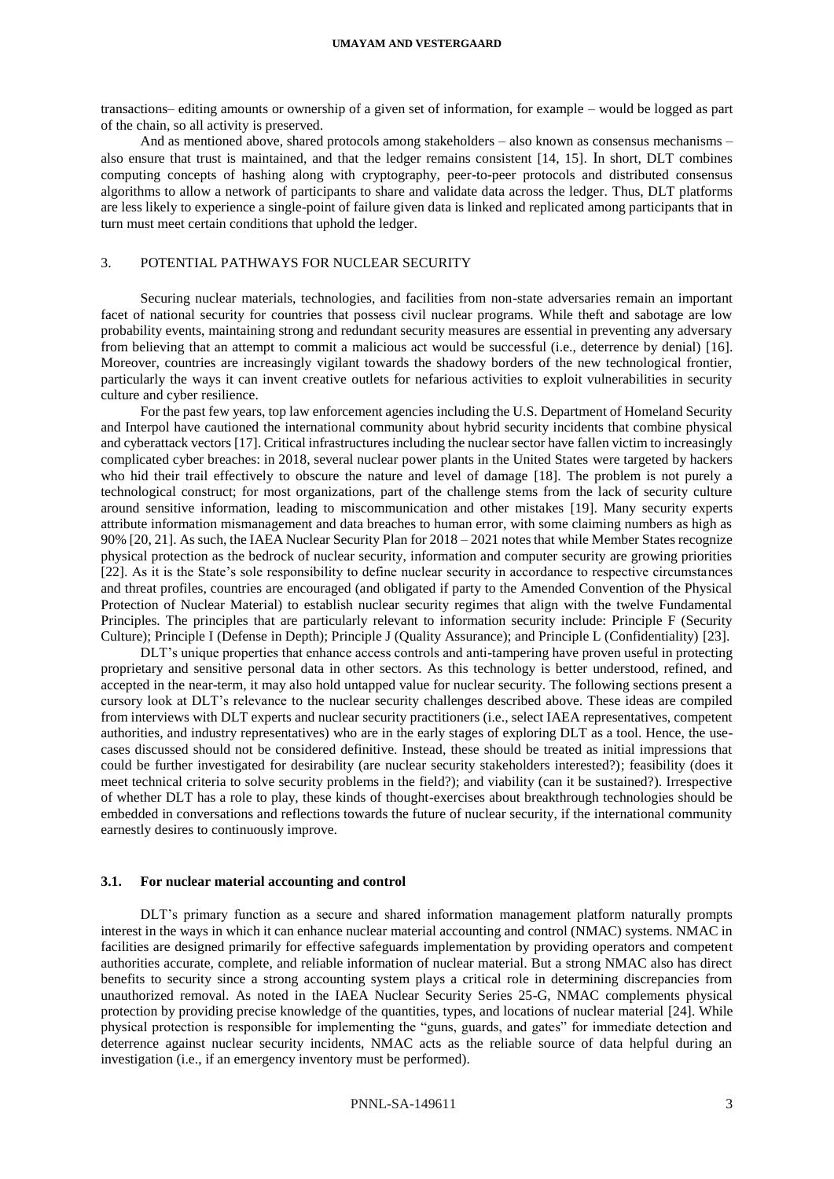transactions– editing amounts or ownership of a given set of information, for example – would be logged as part of the chain, so all activity is preserved.

And as mentioned above, shared protocols among stakeholders – also known as consensus mechanisms – also ensure that trust is maintained, and that the ledger remains consistent [14, 15]. In short, DLT combines computing concepts of hashing along with cryptography, peer-to-peer protocols and distributed consensus algorithms to allow a network of participants to share and validate data across the ledger. Thus, DLT platforms are less likely to experience a single-point of failure given data is linked and replicated among participants that in turn must meet certain conditions that uphold the ledger.

## 3. POTENTIAL PATHWAYS FOR NUCLEAR SECURITY

Securing nuclear materials, technologies, and facilities from non-state adversaries remain an important facet of national security for countries that possess civil nuclear programs. While theft and sabotage are low probability events, maintaining strong and redundant security measures are essential in preventing any adversary from believing that an attempt to commit a malicious act would be successful (i.e., deterrence by denial) [16]. Moreover, countries are increasingly vigilant towards the shadowy borders of the new technological frontier, particularly the ways it can invent creative outlets for nefarious activities to exploit vulnerabilities in security culture and cyber resilience.

For the past few years, top law enforcement agencies including the U.S. Department of Homeland Security and Interpol have cautioned the international community about hybrid security incidents that combine physical and cyberattack vectors [17]. Critical infrastructures including the nuclear sector have fallen victim to increasingly complicated cyber breaches: in 2018, several nuclear power plants in the United States were targeted by hackers who hid their trail effectively to obscure the nature and level of damage [18]. The problem is not purely a technological construct; for most organizations, part of the challenge stems from the lack of security culture around sensitive information, leading to miscommunication and other mistakes [19]. Many security experts attribute information mismanagement and data breaches to human error, with some claiming numbers as high as 90% [20, 21]. As such, the IAEA Nuclear Security Plan for 2018 – 2021 notes that while Member States recognize physical protection as the bedrock of nuclear security, information and computer security are growing priorities [22]. As it is the State's sole responsibility to define nuclear security in accordance to respective circumstances and threat profiles, countries are encouraged (and obligated if party to the Amended Convention of the Physical Protection of Nuclear Material) to establish nuclear security regimes that align with the twelve Fundamental Principles. The principles that are particularly relevant to information security include: Principle F (Security Culture); Principle I (Defense in Depth); Principle J (Quality Assurance); and Principle L (Confidentiality) [23].

DLT's unique properties that enhance access controls and anti-tampering have proven useful in protecting proprietary and sensitive personal data in other sectors. As this technology is better understood, refined, and accepted in the near-term, it may also hold untapped value for nuclear security. The following sections present a cursory look at DLT's relevance to the nuclear security challenges described above. These ideas are compiled from interviews with DLT experts and nuclear security practitioners (i.e., select IAEA representatives, competent authorities, and industry representatives) who are in the early stages of exploring DLT as a tool. Hence, the use-cases discussed should not be considered definitive. Instead, these should be treated as initial impressions that could be further investigated for desirability (are nuclear security stakeholders interested?); feasibility (does it meet technical criteria to solve security problems in the field?); and viability (can it be sustained?). Irrespective of whether DLT has a role to play, these kinds of thought-exercises about breakthrough technologies should be embedded in conversations and reflections towards the future of nuclear security, if the international community earnestly desires to continuously improve.

### 3.1. For nuclear material accounting and control

DLT's primary function as a secure and shared information management platform naturally prompts interest in the ways in which it can enhance nuclear material accounting and control (NMAC) systems. NMAC in facilities are designed primarily for effective safeguards implementation by providing operators and competent authorities accurate, complete, and reliable information of nuclear material. But a strong NMAC also has direct benefits to security since a strong accounting system plays a critical role in determining discrepancies from unauthorized removal. As noted in the IAEA Nuclear Security Series 25-G, NMAC complements physical protection by providing precise knowledge of the quantities, types, and locations of nuclear material [24]. While physical protection is responsible for implementing the "guns, guards, and gates" for immediate detection and deterrence against nuclear security incidents, NMAC acts as the reliable source of data helpful during an investigation (i.e., if an emergency inventory must be performed).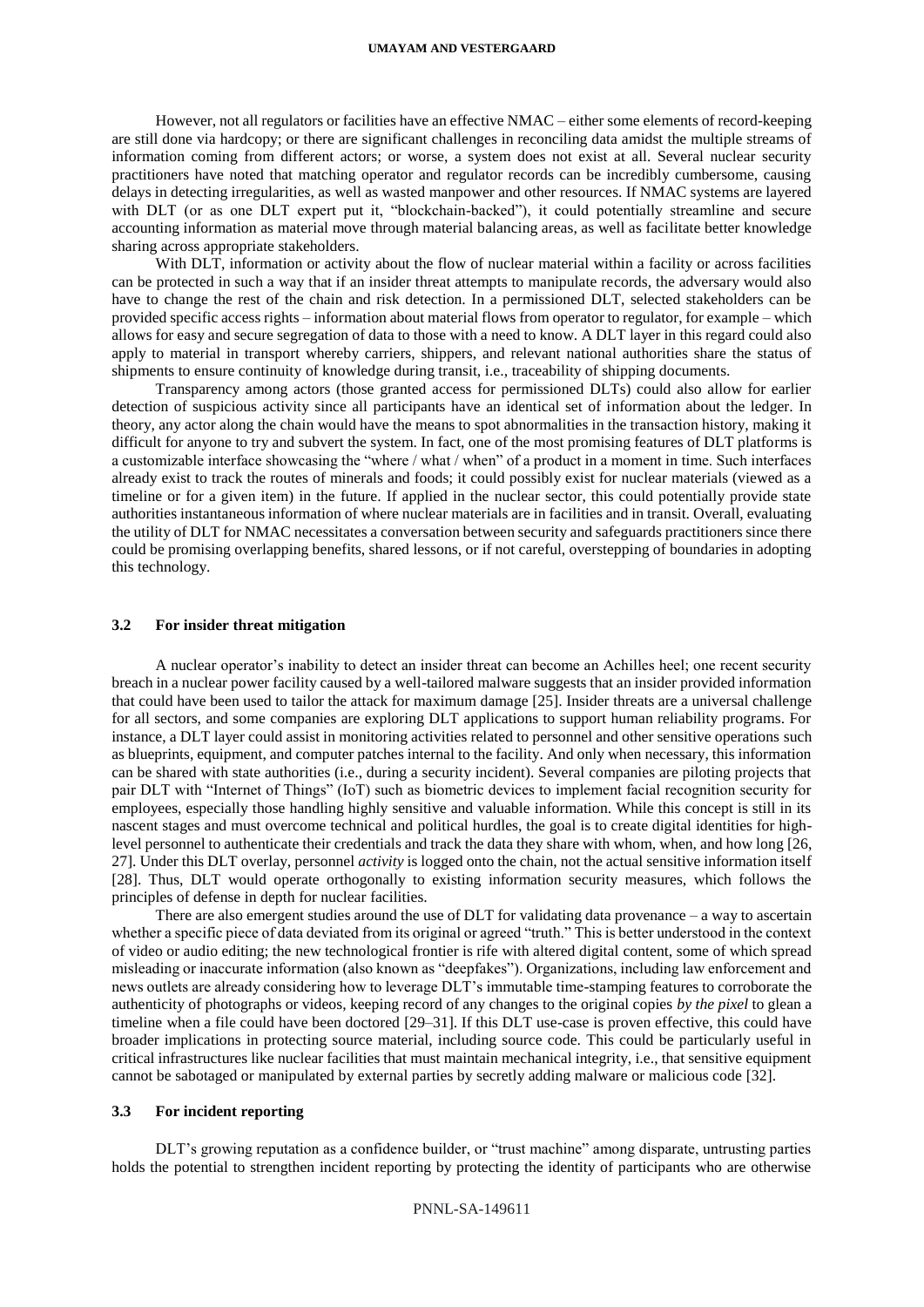However, not all regulators or facilities have an effective NMAC – either some elements of record-keeping are still done via hardcopy; or there are significant challenges in reconciling data amidst the multiple streams of information coming from different actors; or worse, a system does not exist at all. Several nuclear security practitioners have noted that matching operator and regulator records can be incredibly cumbersome, causing delays in detecting irregularities, as well as wasted manpower and other resources. If NMAC systems are layered with DLT (or as one DLT expert put it, "blockchain-backed"), it could potentially streamline and secure accounting information as material move through material balancing areas, as well as facilitate better knowledge sharing across appropriate stakeholders.

With DLT, information or activity about the flow of nuclear material within a facility or across facilities can be protected in such a way that if an insider threat attempts to manipulate records, the adversary would also have to change the rest of the chain and risk detection. In a permissioned DLT, selected stakeholders can be provided specific access rights – information about material flows from operator to regulator, for example – which allows for easy and secure segregation of data to those with a need to know. A DLT layer in this regard could also apply to material in transport whereby carriers, shippers, and relevant national authorities share the status of shipments to ensure continuity of knowledge during transit, i.e., traceability of shipping documents.

Transparency among actors (those granted access for permissioned DLTs) could also allow for earlier detection of suspicious activity since all participants have an identical set of information about the ledger. In theory, any actor along the chain would have the means to spot abnormalities in the transaction history, making it difficult for anyone to try and subvert the system. In fact, one of the most promising features of DLT platforms is a customizable interface showcasing the "where / what / when" of a product in a moment in time. Such interfaces already exist to track the routes of minerals and foods; it could possibly exist for nuclear materials (viewed as a timeline or for a given item) in the future. If applied in the nuclear sector, this could potentially provide state authorities instantaneous information of where nuclear materials are in facilities and in transit. Overall, evaluating the utility of DLT for NMAC necessitates a conversation between security and safeguards practitioners since there could be promising overlapping benefits, shared lessons, or if not careful, overstepping of boundaries in adopting this technology.

### 3.2 For insider threat mitigation

A nuclear operator's inability to detect an insider threat can become an Achilles heel; one recent security breach in a nuclear power facility caused by a well-tailored malware suggests that an insider provided information that could have been used to tailor the attack for maximum damage [25]. Insider threats are a universal challenge for all sectors, and some companies are exploring DLT applications to support human reliability programs. For instance, a DLT layer could assist in monitoring activities related to personnel and other sensitive operations such as blueprints, equipment, and computer patches internal to the facility. And only when necessary, this information can be shared with state authorities (i.e., during a security incident). Several companies are piloting projects that pair DLT with "Internet of Things" (IoT) such as biometric devices to implement facial recognition security for employees, especially those handling highly sensitive and valuable information. While this concept is still in its nascent stages and must overcome technical and political hurdles, the goal is to create digital identities for high-level personnel to authenticate their credentials and track the data they share with whom, when, and how long [26, 27]. Under this DLT overlay, personnel *activity* is logged onto the chain, not the actual sensitive information itself [28]. Thus, DLT would operate orthogonally to existing information security measures, which follows the principles of defense in depth for nuclear facilities.

There are also emergent studies around the use of DLT for validating data provenance – a way to ascertain whether a specific piece of data deviated from its original or agreed "truth." This is better understood in the context of video or audio editing; the new technological frontier is rife with altered digital content, some of which spread misleading or inaccurate information (also known as "deepfakes"). Organizations, including law enforcement and news outlets are already considering how to leverage DLT's immutable time-stamping features to corroborate the authenticity of photographs or videos, keeping record of any changes to the original copies *by the pixel* to glean a timeline when a file could have been doctored [29–31]. If this DLT use-case is proven effective, this could have broader implications in protecting source material, including source code. This could be particularly useful in critical infrastructures like nuclear facilities that must maintain mechanical integrity, i.e., that sensitive equipment cannot be sabotaged or manipulated by external parties by secretly adding malware or malicious code [32].

### 3.3 For incident reporting

DLT's growing reputation as a confidence builder, or "trust machine" among disparate, untrusting parties holds the potential to strengthen incident reporting by protecting the identity of participants who are otherwise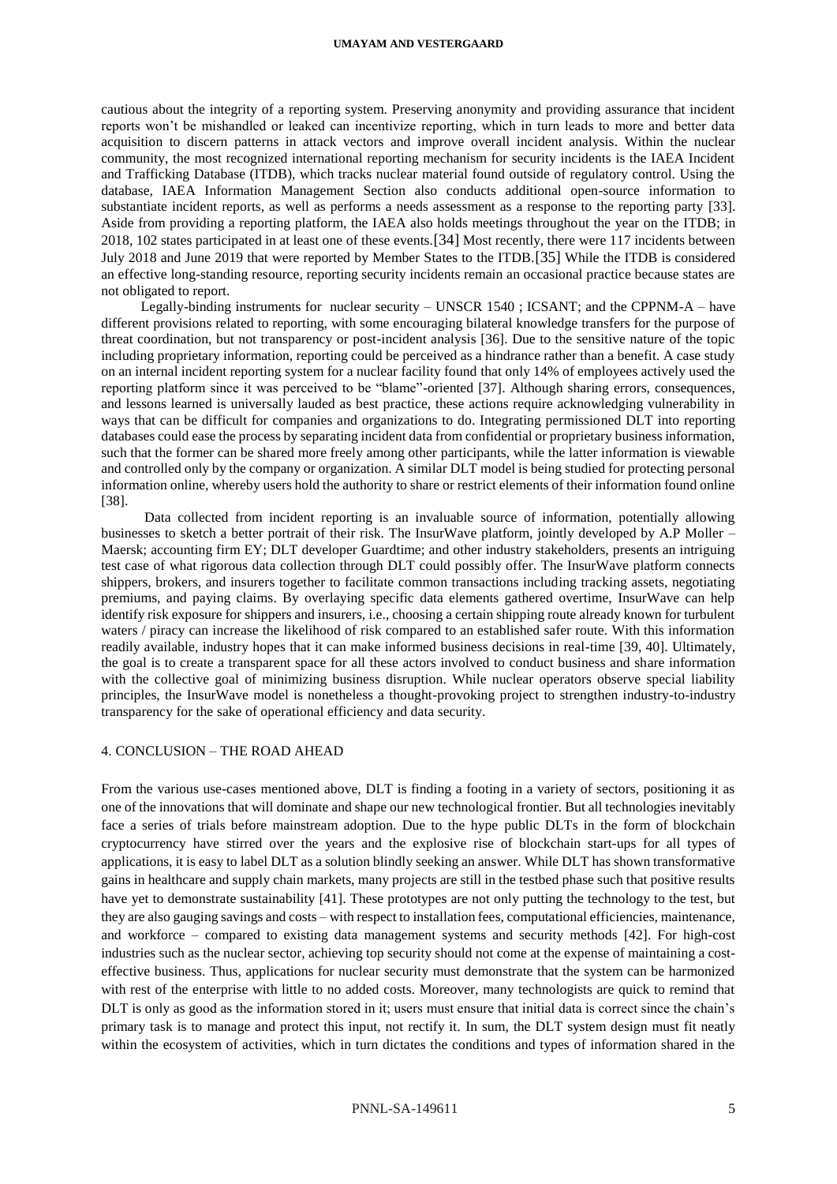cautious about the integrity of a reporting system. Preserving anonymity and providing assurance that incident reports won't be mishandled or leaked can incentivize reporting, which in turn leads to more and better data acquisition to discern patterns in attack vectors and improve overall incident analysis. Within the nuclear community, the most recognized international reporting mechanism for security incidents is the IAEA Incident and Trafficking Database (ITDB), which tracks nuclear material found outside of regulatory control. Using the database, IAEA Information Management Section also conducts additional open-source information to substantiate incident reports, as well as performs a needs assessment as a response to the reporting party [33]. Aside from providing a reporting platform, the IAEA also holds meetings throughout the year on the ITDB; in 2018, 102 states participated in at least one of these events.[34] Most recently, there were 117 incidents between July 2018 and June 2019 that were reported by Member States to the ITDB.[35] While the ITDB is considered an effective long-standing resource, reporting security incidents remain an occasional practice because states are not obligated to report.

Legally-binding instruments for nuclear security – UNSCR 1540 ; ICSANT; and the CPPNM-A – have different provisions related to reporting, with some encouraging bilateral knowledge transfers for the purpose of threat coordination, but not transparency or post-incident analysis [36]. Due to the sensitive nature of the topic including proprietary information, reporting could be perceived as a hindrance rather than a benefit. A case study on an internal incident reporting system for a nuclear facility found that only 14% of employees actively used the reporting platform since it was perceived to be "blame"-oriented [37]. Although sharing errors, consequences, and lessons learned is universally lauded as best practice, these actions require acknowledging vulnerability in ways that can be difficult for companies and organizations to do. Integrating permissioned DLT into reporting databases could ease the process by separating incident data from confidential or proprietary business information, such that the former can be shared more freely among other participants, while the latter information is viewable and controlled only by the company or organization. A similar DLT model is being studied for protecting personal information online, whereby users hold the authority to share or restrict elements of their information found online [38].

Data collected from incident reporting is an invaluable source of information, potentially allowing businesses to sketch a better portrait of their risk. The InsurWave platform, jointly developed by A.P Moller – Maersk; accounting firm EY; DLT developer Guardtime; and other industry stakeholders, presents an intriguing test case of what rigorous data collection through DLT could possibly offer. The InsurWave platform connects shippers, brokers, and insurers together to facilitate common transactions including tracking assets, negotiating premiums, and paying claims. By overlaying specific data elements gathered overtime, InsurWave can help identify risk exposure for shippers and insurers, i.e., choosing a certain shipping route already known for turbulent waters / piracy can increase the likelihood of risk compared to an established safer route. With this information readily available, industry hopes that it can make informed business decisions in real-time [39, 40]. Ultimately, the goal is to create a transparent space for all these actors involved to conduct business and share information with the collective goal of minimizing business disruption. While nuclear operators observe special liability principles, the InsurWave model is nonetheless a thought-provoking project to strengthen industry-to-industry transparency for the sake of operational efficiency and data security.

## 4. CONCLUSION – THE ROAD AHEAD

From the various use-cases mentioned above, DLT is finding a footing in a variety of sectors, positioning it as one of the innovations that will dominate and shape our new technological frontier. But all technologies inevitably face a series of trials before mainstream adoption. Due to the hype public DLTs in the form of blockchain cryptocurrency have stirred over the years and the explosive rise of blockchain start-ups for all types of applications, it is easy to label DLT as a solution blindly seeking an answer. While DLT has shown transformative gains in healthcare and supply chain markets, many projects are still in the testbed phase such that positive results have yet to demonstrate sustainability [41]. These prototypes are not only putting the technology to the test, but they are also gauging savings and costs – with respect to installation fees, computational efficiencies, maintenance, and workforce – compared to existing data management systems and security methods [42]. For high-cost industries such as the nuclear sector, achieving top security should not come at the expense of maintaining a cost-effective business. Thus, applications for nuclear security must demonstrate that the system can be harmonized with rest of the enterprise with little to no added costs. Moreover, many technologists are quick to remind that DLT is only as good as the information stored in it; users must ensure that initial data is correct since the chain's primary task is to manage and protect this input, not rectify it. In sum, the DLT system design must fit neatly within the ecosystem of activities, which in turn dictates the conditions and types of information shared in the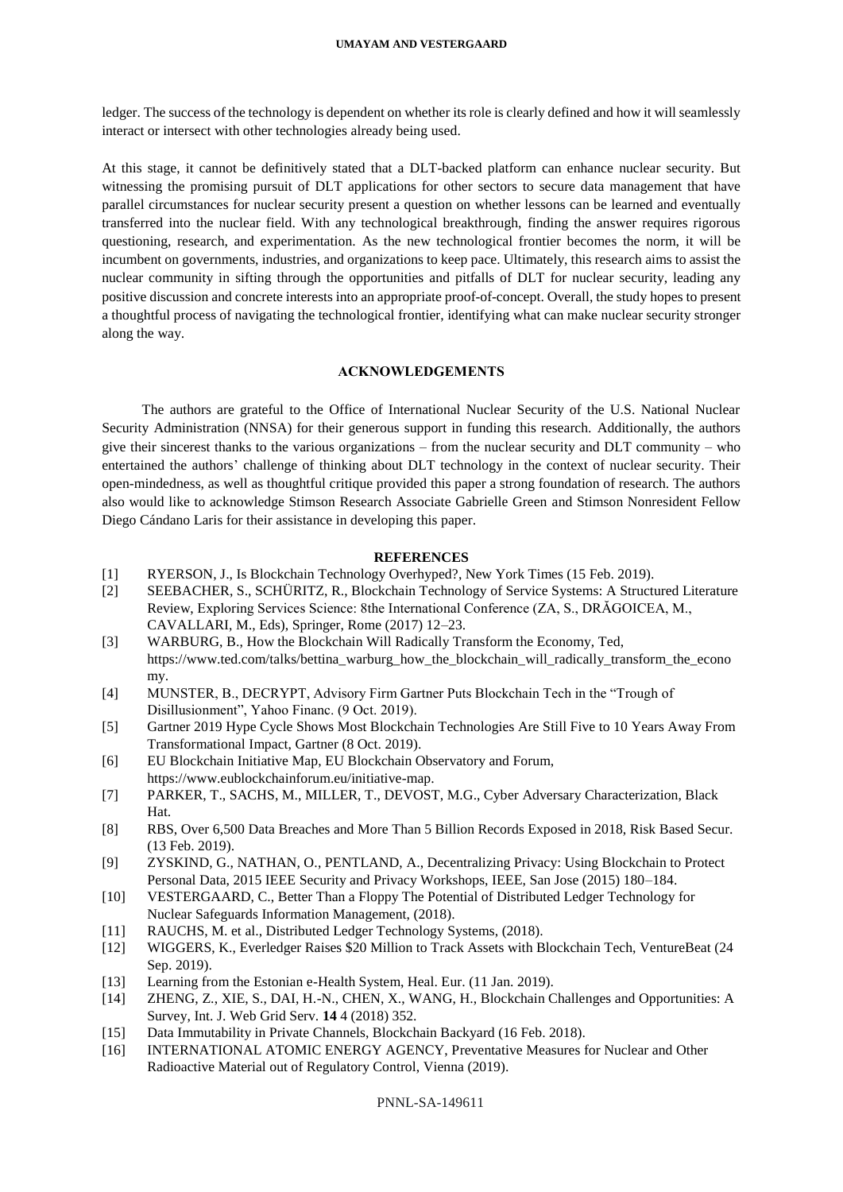ledger. The success of the technology is dependent on whether its role is clearly defined and how it will seamlessly interact or intersect with other technologies already being used.

At this stage, it cannot be definitively stated that a DLT-backed platform can enhance nuclear security. But witnessing the promising pursuit of DLT applications for other sectors to secure data management that have parallel circumstances for nuclear security present a question on whether lessons can be learned and eventually transferred into the nuclear field. With any technological breakthrough, finding the answer requires rigorous questioning, research, and experimentation. As the new technological frontier becomes the norm, it will be incumbent on governments, industries, and organizations to keep pace. Ultimately, this research aims to assist the nuclear community in sifting through the opportunities and pitfalls of DLT for nuclear security, leading any positive discussion and concrete interests into an appropriate proof-of-concept. Overall, the study hopes to present a thoughtful process of navigating the technological frontier, identifying what can make nuclear security stronger along the way.

## ACKNOWLEDGEMENTS

The authors are grateful to the Office of International Nuclear Security of the U.S. National Nuclear Security Administration (NNSA) for their generous support in funding this research. Additionally, the authors give their sincerest thanks to the various organizations – from the nuclear security and DLT community – who entertained the authors' challenge of thinking about DLT technology in the context of nuclear security. Their open-mindedness, as well as thoughtful critique provided this paper a strong foundation of research. The authors also would like to acknowledge Stimson Research Associate Gabrielle Green and Stimson Nonresident Fellow Diego Cándano Laris for their assistance in developing this paper.

## REFERENCES

[1] RYERSON, J., Is Blockchain Technology Overhyped?, New York Times (15 Feb. 2019).

[2] SEEBACHER, S., SCHÜRITZ, R., Blockchain Technology of Service Systems: A Structured Literature Review, Exploring Services Science: 8the International Conference (ZA, S., DRĂGOICEA, M., CAVALLARI, M., Eds), Springer, Rome (2017) 12–23.

[3] WARBURG, B., How the Blockchain Will Radically Transform the Economy, Ted, https://www.ted.com/talks/bettina_warburg_how_the_blockchain_will_radically_transform_the_economy.

[4] MUNSTER, B., DECRYPT, Advisory Firm Gartner Puts Blockchain Tech in the "Trough of Disillusionment", Yahoo Financ. (9 Oct. 2019).

[5] Gartner 2019 Hype Cycle Shows Most Blockchain Technologies Are Still Five to 10 Years Away From Transformational Impact, Gartner (8 Oct. 2019).

[6] EU Blockchain Initiative Map, EU Blockchain Observatory and Forum, https://www.eublockchainforum.eu/initiative-map.

[7] PARKER, T., SACHS, M., MILLER, T., DEVOST, M.G., Cyber Adversary Characterization, Black Hat.

[8] RBS, Over 6,500 Data Breaches and More Than 5 Billion Records Exposed in 2018, Risk Based Secur. (13 Feb. 2019).

[9] ZYSKIND, G., NATHAN, O., PENTLAND, A., Decentralizing Privacy: Using Blockchain to Protect Personal Data, 2015 IEEE Security and Privacy Workshops, IEEE, San Jose (2015) 180–184.

[10] VESTERGAARD, C., Better Than a Floppy The Potential of Distributed Ledger Technology for Nuclear Safeguards Information Management, (2018).

[11] RAUCHS, M. et al., Distributed Ledger Technology Systems, (2018).

[12] WIGGERS, K., Everledger Raises $20 Million to Track Assets with Blockchain Tech, VentureBeat (24 Sep. 2019).

[13] Learning from the Estonian e-Health System, Heal. Eur. (11 Jan. 2019).

[14] ZHENG, Z., XIE, S., DAI, H.-N., CHEN, X., WANG, H., Blockchain Challenges and Opportunities: A Survey, Int. J. Web Grid Serv. **14** 4 (2018) 352.

[15] Data Immutability in Private Channels, Blockchain Backyard (16 Feb. 2018).

[16] INTERNATIONAL ATOMIC ENERGY AGENCY, Preventative Measures for Nuclear and Other Radioactive Material out of Regulatory Control, Vienna (2019).

PNNL-SA-149611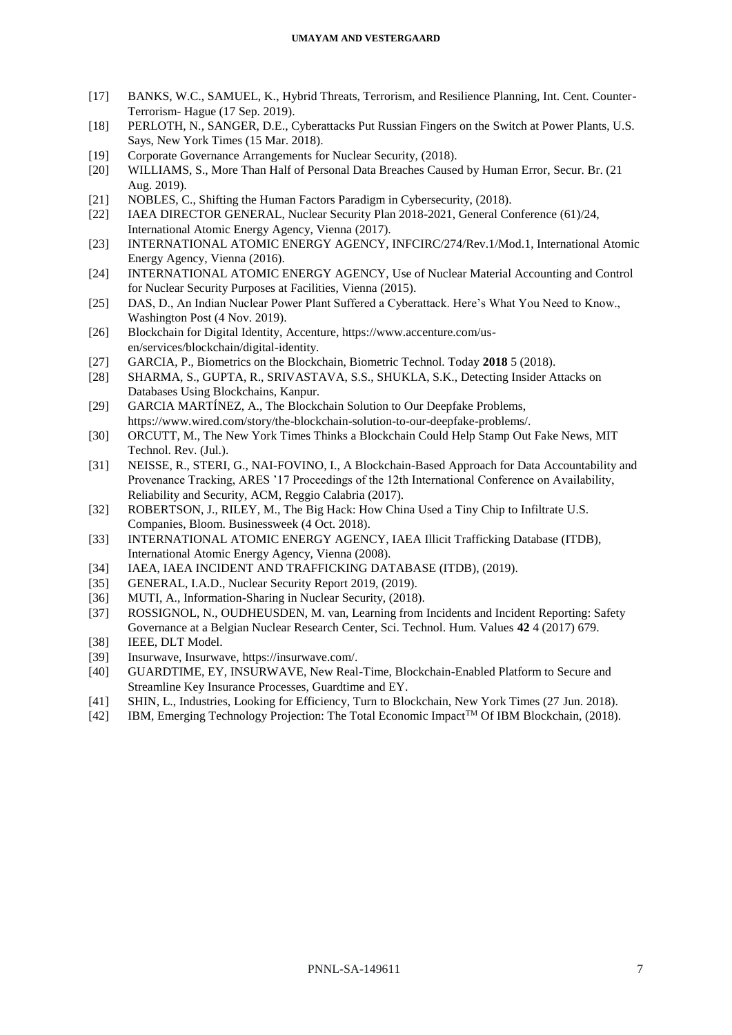[17] BANKS, W.C., SAMUEL, K., Hybrid Threats, Terrorism, and Resilience Planning, Int. Cent. Counter-Terrorism- Hague (17 Sep. 2019).

[18] PERLOTH, N., SANGER, D.E., Cyberattacks Put Russian Fingers on the Switch at Power Plants, U.S. Says, New York Times (15 Mar. 2018).

[19] Corporate Governance Arrangements for Nuclear Security, (2018).

[20] WILLIAMS, S., More Than Half of Personal Data Breaches Caused by Human Error, Secur. Br. (21 Aug. 2019).

[21] NOBLES, C., Shifting the Human Factors Paradigm in Cybersecurity, (2018).

[22] IAEA DIRECTOR GENERAL, Nuclear Security Plan 2018-2021, General Conference (61)/24, International Atomic Energy Agency, Vienna (2017).

[23] INTERNATIONAL ATOMIC ENERGY AGENCY, INFCIRC/274/Rev.1/Mod.1, International Atomic Energy Agency, Vienna (2016).

[24] INTERNATIONAL ATOMIC ENERGY AGENCY, Use of Nuclear Material Accounting and Control for Nuclear Security Purposes at Facilities, Vienna (2015).

[25] DAS, D., An Indian Nuclear Power Plant Suffered a Cyberattack. Here's What You Need to Know., Washington Post (4 Nov. 2019).

[26] Blockchain for Digital Identity, Accenture, https://www.accenture.com/us-en/services/blockchain/digital-identity.

[27] GARCIA, P., Biometrics on the Blockchain, Biometric Technol. Today **2018** 5 (2018).

[28] SHARMA, S., GUPTA, R., SRIVASTAVA, S.S., SHUKLA, S.K., Detecting Insider Attacks on Databases Using Blockchains, Kanpur.

[29] GARCIA MARTÍNEZ, A., The Blockchain Solution to Our Deepfake Problems, https://www.wired.com/story/the-blockchain-solution-to-our-deepfake-problems/.

[30] ORCUTT, M., The New York Times Thinks a Blockchain Could Help Stamp Out Fake News, MIT Technol. Rev. (Jul.).

[31] NEISSE, R., STERI, G., NAI-FOVINO, I., A Blockchain-Based Approach for Data Accountability and Provenance Tracking, ARES '17 Proceedings of the 12th International Conference on Availability, Reliability and Security, ACM, Reggio Calabria (2017).

[32] ROBERTSON, J., RILEY, M., The Big Hack: How China Used a Tiny Chip to Infiltrate U.S. Companies, Bloom. Businessweek (4 Oct. 2018).

[33] INTERNATIONAL ATOMIC ENERGY AGENCY, IAEA Illicit Trafficking Database (ITDB), International Atomic Energy Agency, Vienna (2008).

[34] IAEA, IAEA INCIDENT AND TRAFFICKING DATABASE (ITDB), (2019).

[35] GENERAL, I.A.D., Nuclear Security Report 2019, (2019).

[36] MUTI, A., Information-Sharing in Nuclear Security, (2018).

[37] ROSSIGNOL, N., OUDHEUSDEN, M. van, Learning from Incidents and Incident Reporting: Safety Governance at a Belgian Nuclear Research Center, Sci. Technol. Hum. Values **42** 4 (2017) 679.

[38] IEEE, DLT Model.

[39] Insurwave, Insurwave, https://insurwave.com/.

[40] GUARDTIME, EY, INSURWAVE, New Real-Time, Blockchain-Enabled Platform to Secure and Streamline Key Insurance Processes, Guardtime and EY.

[41] SHIN, L., Industries, Looking for Efficiency, Turn to Blockchain, New York Times (27 Jun. 2018).

[42] IBM, Emerging Technology Projection: The Total Economic Impact™ Of IBM Blockchain, (2018).